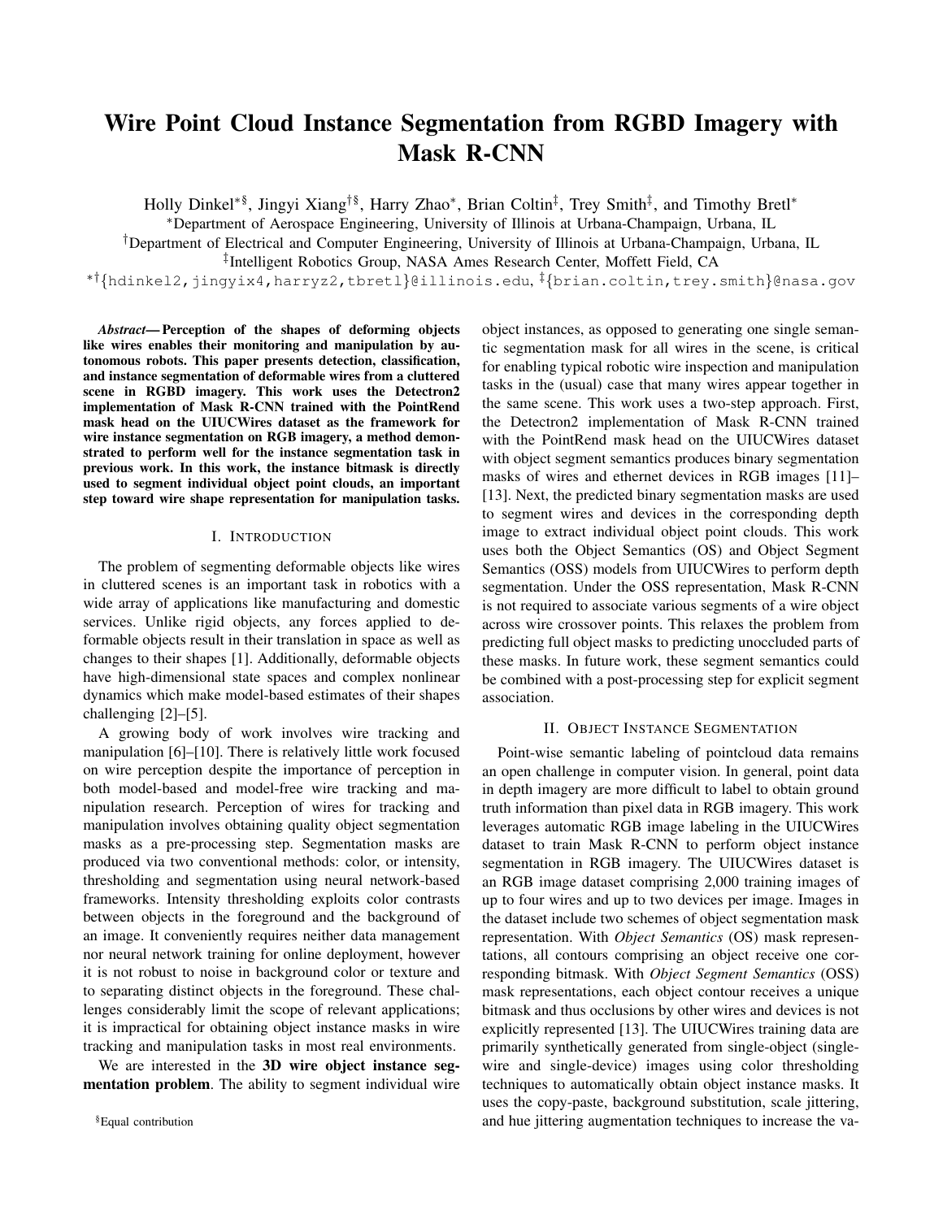# Wire Point Cloud Instance Segmentation from RGBD Imagery with Mask R-CNN

Holly Dinkel[*§], Jingyi Xiang[†§], Harry Zhao[*], Brian Coltin[‡], Trey Smith[‡], and Timothy Bretl[*]

[*]Department of Aerospace Engineering, University of Illinois at Urbana-Champaign, Urbana, IL

[†]Department of Electrical and Computer Engineering, University of Illinois at Urbana-Champaign, Urbana, IL

[‡]Intelligent Robotics Group, NASA Ames Research Center, Moffett Field, CA

[*†]{hdinkel2,jingyix4,harryz2,tbretl}@illinois.edu, [‡]{brian.coltin,trey.smith}@nasa.gov

***Abstract*— Perception of the shapes of deforming objects like wires enables their monitoring and manipulation by autonomous robots. This paper presents detection, classification, and instance segmentation of deformable wires from a cluttered scene in RGBD imagery. This work uses the Detectron2 implementation of Mask R-CNN trained with the PointRend mask head on the UIUCWires dataset as the framework for wire instance segmentation on RGB imagery, a method demonstrated to perform well for the instance segmentation task in previous work. In this work, the instance bitmask is directly used to segment individual object point clouds, an important step toward wire shape representation for manipulation tasks.**

## I. Introduction

The problem of segmenting deformable objects like wires in cluttered scenes is an important task in robotics with a wide array of applications like manufacturing and domestic services. Unlike rigid objects, any forces applied to deformable objects result in their translation in space as well as changes to their shapes [1]. Additionally, deformable objects have high-dimensional state spaces and complex nonlinear dynamics which make model-based estimates of their shapes challenging [2]–[5].

A growing body of work involves wire tracking and manipulation [6]–[10]. There is relatively little work focused on wire perception despite the importance of perception in both model-based and model-free wire tracking and manipulation research. Perception of wires for tracking and manipulation involves obtaining quality object segmentation masks as a pre-processing step. Segmentation masks are produced via two conventional methods: color, or intensity, thresholding and segmentation using neural network-based frameworks. Intensity thresholding exploits color contrasts between objects in the foreground and the background of an image. It conveniently requires neither data management nor neural network training for online deployment, however it is not robust to noise in background color or texture and to separating distinct objects in the foreground. These challenges considerably limit the scope of relevant applications; it is impractical for obtaining object instance masks in wire tracking and manipulation tasks in most real environments.

We are interested in the **3D wire object instance segmentation problem**. The ability to segment individual wire object instances, as opposed to generating one single semantic segmentation mask for all wires in the scene, is critical for enabling typical robotic wire inspection and manipulation tasks in the (usual) case that many wires appear together in the same scene. This work uses a two-step approach. First, the Detectron2 implementation of Mask R-CNN trained with the PointRend mask head on the UIUCWires dataset with object segment semantics produces binary segmentation masks of wires and ethernet devices in RGB images [11]–[13]. Next, the predicted binary segmentation masks are used to segment wires and devices in the corresponding depth image to extract individual object point clouds. This work uses both the Object Semantics (OS) and Object Segment Semantics (OSS) models from UIUCWires to perform depth segmentation. Under the OSS representation, Mask R-CNN is not required to associate various segments of a wire object across wire crossover points. This relaxes the problem from predicting full object masks to predicting unoccluded parts of these masks. In future work, these segment semantics could be combined with a post-processing step for explicit segment association.

## II. Object Instance Segmentation

Point-wise semantic labeling of pointcloud data remains an open challenge in computer vision. In general, point data in depth imagery are more difficult to label to obtain ground truth information than pixel data in RGB imagery. This work leverages automatic RGB image labeling in the UIUCWires dataset to train Mask R-CNN to perform object instance segmentation in RGB imagery. The UIUCWires dataset is an RGB image dataset comprising 2,000 training images of up to four wires and up to two devices per image. Images in the dataset include two schemes of object segmentation mask representation. With *Object Semantics* (OS) mask representations, all contours comprising an object receive one corresponding bitmask. With *Object Segment Semantics* (OSS) mask representations, each object contour receives a unique bitmask and thus occlusions by other wires and devices is not explicitly represented [13]. The UIUCWires training data are primarily synthetically generated from single-object (single-wire and single-device) images using color thresholding techniques to automatically obtain object instance masks. It uses the copy-paste, background substitution, scale jittering, and hue jittering augmentation techniques to increase the va-

[§]Equal contribution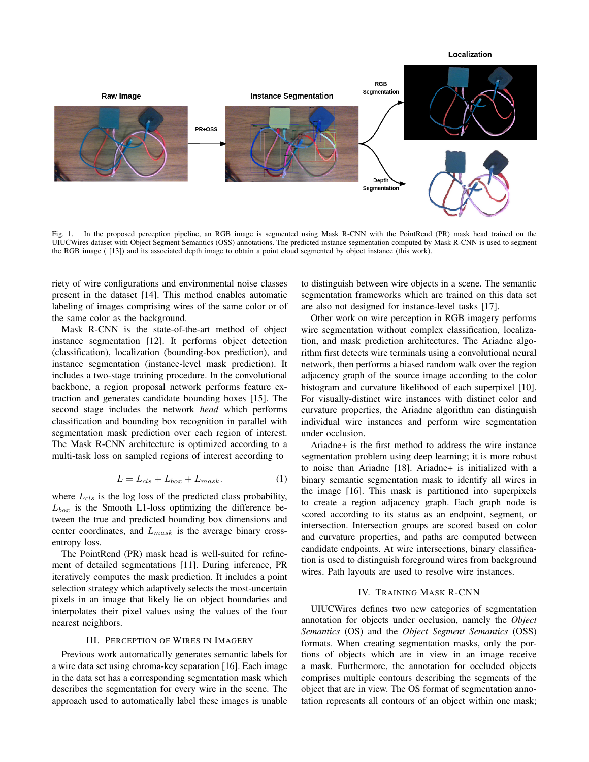Fig. 1. In the proposed perception pipeline, an RGB image is segmented using Mask R-CNN with the PointRend (PR) mask head trained on the UIUCWires dataset with Object Segment Semantics (OSS) annotations. The predicted instance segmentation computed by Mask R-CNN is used to segment the RGB image ( [13]) and its associated depth image to obtain a point cloud segmented by object instance (this work).

riety of wire configurations and environmental noise classes present in the dataset [14]. This method enables automatic labeling of images comprising wires of the same color or of the same color as the background.

Mask R-CNN is the state-of-the-art method of object instance segmentation [12]. It performs object detection (classification), localization (bounding-box prediction), and instance segmentation (instance-level mask prediction). It includes a two-stage training procedure. In the convolutional backbone, a region proposal network performs feature extraction and generates candidate bounding boxes [15]. The second stage includes the network *head* which performs classification and bounding box recognition in parallel with segmentation mask prediction over each region of interest. The Mask R-CNN architecture is optimized according to a multi-task loss on sampled regions of interest according to

$$L = L_{cls} + L_{box} + L_{mask}. \tag{1}$$

where $L_{cls}$ is the log loss of the predicted class probability, $L_{box}$ is the Smooth L1-loss optimizing the difference between the true and predicted bounding box dimensions and center coordinates, and $L_{mask}$ is the average binary cross-entropy loss.

The PointRend (PR) mask head is well-suited for refinement of detailed segmentations [11]. During inference, PR iteratively computes the mask prediction. It includes a point selection strategy which adaptively selects the most-uncertain pixels in an image that likely lie on object boundaries and interpolates their pixel values using the values of the four nearest neighbors.

## III. Perception of Wires in Imagery

Previous work automatically generates semantic labels for a wire data set using chroma-key separation [16]. Each image in the data set has a corresponding segmentation mask which describes the segmentation for every wire in the scene. The approach used to automatically label these images is unable to distinguish between wire objects in a scene. The semantic segmentation frameworks which are trained on this data set are also not designed for instance-level tasks [17].

Other work on wire perception in RGB imagery performs wire segmentation without complex classification, localization, and mask prediction architectures. The Ariadne algorithm first detects wire terminals using a convolutional neural network, then performs a biased random walk over the region adjacency graph of the source image according to the color histogram and curvature likelihood of each superpixel [10]. For visually-distinct wire instances with distinct color and curvature properties, the Ariadne algorithm can distinguish individual wire instances and perform wire segmentation under occlusion.

Ariadne+ is the first method to address the wire instance segmentation problem using deep learning; it is more robust to noise than Ariadne [18]. Ariadne+ is initialized with a binary semantic segmentation mask to identify all wires in the image [16]. This mask is partitioned into superpixels to create a region adjacency graph. Each graph node is scored according to its status as an endpoint, segment, or intersection. Intersection groups are scored based on color and curvature properties, and paths are computed between candidate endpoints. At wire intersections, binary classification is used to distinguish foreground wires from background wires. Path layouts are used to resolve wire instances.

## IV. Training Mask R-CNN

UIUCWires defines two new categories of segmentation annotation for objects under occlusion, namely the *Object Semantics* (OS) and the *Object Segment Semantics* (OSS) formats. When creating segmentation masks, only the portions of objects which are in view in an image receive a mask. Furthermore, the annotation for occluded objects comprises multiple contours describing the segments of the object that are in view. The OS format of segmentation annotation represents all contours of an object within one mask;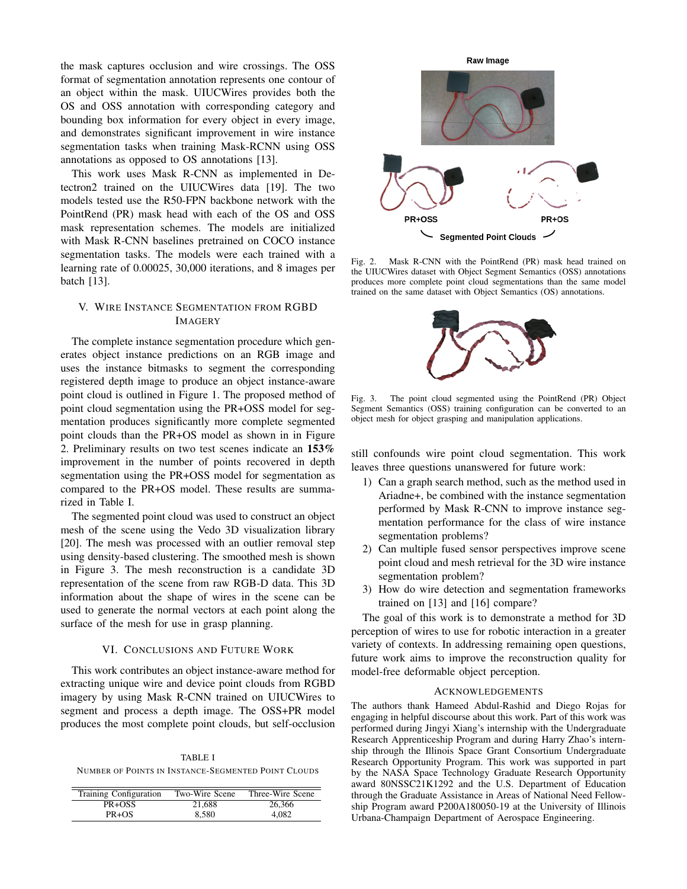the mask captures occlusion and wire crossings. The OSS format of segmentation annotation represents one contour of an object within the mask. UIUCWires provides both the OS and OSS annotation with corresponding category and bounding box information for every object in every image, and demonstrates significant improvement in wire instance segmentation tasks when training Mask-RCNN using OSS annotations as opposed to OS annotations [13].

This work uses Mask R-CNN as implemented in Detectron2 trained on the UIUCWires data [19]. The two models tested use the R50-FPN backbone network with the PointRend (PR) mask head with each of the OS and OSS mask representation schemes. The models are initialized with Mask R-CNN baselines pretrained on COCO instance segmentation tasks. The models were each trained with a learning rate of 0.00025, 30,000 iterations, and 8 images per batch [13].

## V. Wire Instance Segmentation from RGBD Imagery

The complete instance segmentation procedure which generates object instance predictions on an RGB image and uses the instance bitmasks to segment the corresponding registered depth image to produce an object instance-aware point cloud is outlined in Figure 1. The proposed method of point cloud segmentation using the PR+OSS model for segmentation produces significantly more complete segmented point clouds than the PR+OS model as shown in in Figure 2. Preliminary results on two test scenes indicate an **153%** improvement in the number of points recovered in depth segmentation using the PR+OSS model for segmentation as compared to the PR+OS model. These results are summarized in Table I.

The segmented point cloud was used to construct an object mesh of the scene using the Vedo 3D visualization library [20]. The mesh was processed with an outlier removal step using density-based clustering. The smoothed mesh is shown in Figure 3. The mesh reconstruction is a candidate 3D representation of the scene from raw RGB-D data. This 3D information about the shape of wires in the scene can be used to generate the normal vectors at each point along the surface of the mesh for use in grasp planning.

## VI. Conclusions and Future Work

This work contributes an object instance-aware method for extracting unique wire and device point clouds from RGBD imagery by using Mask R-CNN trained on UIUCWires to segment and process a depth image. The OSS+PR model produces the most complete point clouds, but self-occlusion still confounds wire point cloud segmentation. This work leaves three questions unanswered for future work:

1) Can a graph search method, such as the method used in Ariadne+, be combined with the instance segmentation performed by Mask R-CNN to improve instance segmentation performance for the class of wire instance segmentation problems?
2) Can multiple fused sensor perspectives improve scene point cloud and mesh retrieval for the 3D wire instance segmentation problem?
3) How do wire detection and segmentation frameworks trained on [13] and [16] compare?

The goal of this work is to demonstrate a method for 3D perception of wires to use for robotic interaction in a greater variety of contexts. In addressing remaining open questions, future work aims to improve the reconstruction quality for model-free deformable object perception.

TABLE I
Number of Points in Instance-Segmented Point Clouds

| Training Configuration | Two-Wire Scene | Three-Wire Scene |
|---|---|---|
| PR+OSS | 21,688 | 26,366 |
| PR+OS | 8,580 | 4,082 |

Fig. 2. Mask R-CNN with the PointRend (PR) mask head trained on the UIUCWires dataset with Object Segment Semantics (OSS) annotations produces more complete point cloud segmentations than the same model trained on the same dataset with Object Semantics (OS) annotations.

Fig. 3. The point cloud segmented using the PointRend (PR) Object Segment Semantics (OSS) training configuration can be converted to an object mesh for object grasping and manipulation applications.

### Acknowledgements

The authors thank Hameed Abdul-Rashid and Diego Rojas for engaging in helpful discourse about this work. Part of this work was performed during Jingyi Xiang's internship with the Undergraduate Research Apprenticeship Program and during Harry Zhao's internship through the Illinois Space Grant Consortium Undergraduate Research Opportunity Program. This work was supported in part by the NASA Space Technology Graduate Research Opportunity award 80NSSC21K1292 and the U.S. Department of Education through the Graduate Assistance in Areas of National Need Fellowship Program award P200A180050-19 at the University of Illinois Urbana-Champaign Department of Aerospace Engineering.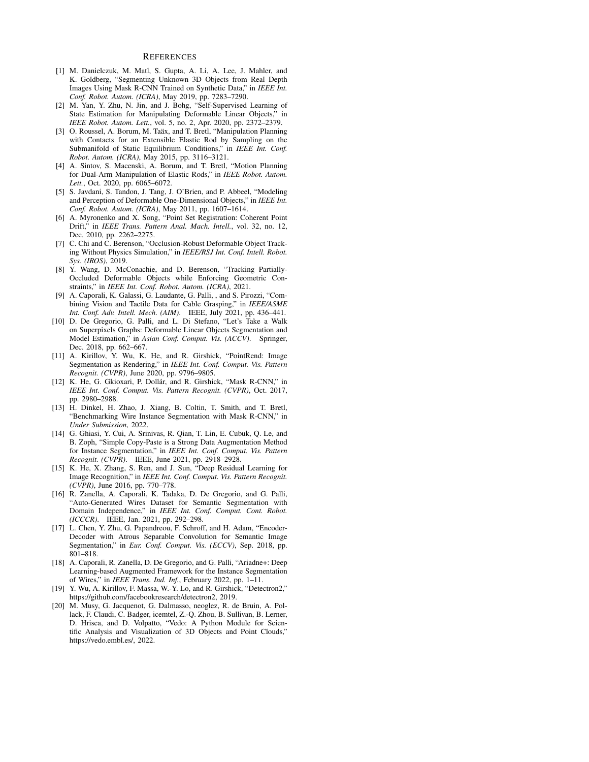# REFERENCES

[1] M. Danielczuk, M. Matl, S. Gupta, A. Li, A. Lee, J. Mahler, and K. Goldberg, "Segmenting Unknown 3D Objects from Real Depth Images Using Mask R-CNN Trained on Synthetic Data," in *IEEE Int. Conf. Robot. Autom. (ICRA)*, May 2019, pp. 7283–7290.

[2] M. Yan, Y. Zhu, N. Jin, and J. Bohg, "Self-Supervised Learning of State Estimation for Manipulating Deformable Linear Objects," in *IEEE Robot. Autom. Lett.*, vol. 5, no. 2, Apr. 2020, pp. 2372–2379.

[3] O. Roussel, A. Borum, M. Taïx, and T. Bretl, "Manipulation Planning with Contacts for an Extensible Elastic Rod by Sampling on the Submanifold of Static Equilibrium Conditions," in *IEEE Int. Conf. Robot. Autom. (ICRA)*, May 2015, pp. 3116–3121.

[4] A. Sintov, S. Macenski, A. Borum, and T. Bretl, "Motion Planning for Dual-Arm Manipulation of Elastic Rods," in *IEEE Robot. Autom. Lett.*, Oct. 2020, pp. 6065–6072.

[5] S. Javdani, S. Tandon, J. Tang, J. O'Brien, and P. Abbeel, "Modeling and Perception of Deformable One-Dimensional Objects," in *IEEE Int. Conf. Robot. Autom. (ICRA)*, May 2011, pp. 1607–1614.

[6] A. Myronenko and X. Song, "Point Set Registration: Coherent Point Drift," in *IEEE Trans. Pattern Anal. Mach. Intell.*, vol. 32, no. 12, Dec. 2010, pp. 2262–2275.

[7] C. Chi and C. Berenson, "Occlusion-Robust Deformable Object Tracking Without Physics Simulation," in *IEEE/RSJ Int. Conf. Intell. Robot. Sys. (IROS)*, 2019.

[8] Y. Wang, D. McConachie, and D. Berenson, "Tracking Partially-Occluded Deformable Objects while Enforcing Geometric Constraints," in *IEEE Int. Conf. Robot. Autom. (ICRA)*, 2021.

[9] A. Caporali, K. Galassi, G. Laudante, G. Palli, , and S. Pirozzi, "Combining Vision and Tactile Data for Cable Grasping," in *IEEE/ASME Int. Conf. Adv. Intell. Mech. (AIM)*. IEEE, July 2021, pp. 436–441.

[10] D. De Gregorio, G. Palli, and L. Di Stefano, "Let's Take a Walk on Superpixels Graphs: Deformable Linear Objects Segmentation and Model Estimation," in *Asian Conf. Comput. Vis. (ACCV)*. Springer, Dec. 2018, pp. 662–667.

[11] A. Kirillov, Y. Wu, K. He, and R. Girshick, "PointRend: Image Segmentation as Rendering," in *IEEE Int. Conf. Comput. Vis. Pattern Recognit. (CVPR)*, June 2020, pp. 9796–9805.

[12] K. He, G. Gkioxari, P. Dollár, and R. Girshick, "Mask R-CNN," in *IEEE Int. Conf. Comput. Vis. Pattern Recognit. (CVPR)*, Oct. 2017, pp. 2980–2988.

[13] H. Dinkel, H. Zhao, J. Xiang, B. Coltin, T. Smith, and T. Bretl, "Benchmarking Wire Instance Segmentation with Mask R-CNN," in *Under Submission*, 2022.

[14] G. Ghiasi, Y. Cui, A. Srinivas, R. Qian, T. Lin, E. Cubuk, Q. Le, and B. Zoph, "Simple Copy-Paste is a Strong Data Augmentation Method for Instance Segmentation," in *IEEE Int. Conf. Comput. Vis. Pattern Recognit. (CVPR)*. IEEE, June 2021, pp. 2918–2928.

[15] K. He, X. Zhang, S. Ren, and J. Sun, "Deep Residual Learning for Image Recognition," in *IEEE Int. Conf. Comput. Vis. Pattern Recognit. (CVPR)*, June 2016, pp. 770–778.

[16] R. Zanella, A. Caporali, K. Tadaka, D. De Gregorio, and G. Palli, "Auto-Generated Wires Dataset for Semantic Segmentation with Domain Independence," in *IEEE Int. Conf. Comput. Cont. Robot. (ICCCR)*. IEEE, Jan. 2021, pp. 292–298.

[17] L. Chen, Y. Zhu, G. Papandreou, F. Schroff, and H. Adam, "Encoder-Decoder with Atrous Separable Convolution for Semantic Image Segmentation," in *Eur. Conf. Comput. Vis. (ECCV)*, Sep. 2018, pp. 801–818.

[18] A. Caporali, R. Zanella, D. De Gregorio, and G. Palli, "Ariadne+: Deep Learning-based Augmented Framework for the Instance Segmentation of Wires," in *IEEE Trans. Ind. Inf.*, February 2022, pp. 1–11.

[19] Y. Wu, A. Kirillov, F. Massa, W.-Y. Lo, and R. Girshick, "Detectron2," https://github.com/facebookresearch/detectron2, 2019.

[20] M. Musy, G. Jacquenot, G. Dalmasso, neoglez, R. de Bruin, A. Pollack, F. Claudi, C. Badger, icemtel, Z.-Q. Zhou, B. Sullivan, B. Lerner, D. Hrisca, and D. Volpatto, "Vedo: A Python Module for Scientific Analysis and Visualization of 3D Objects and Point Clouds," https://vedo.embl.es/, 2022.